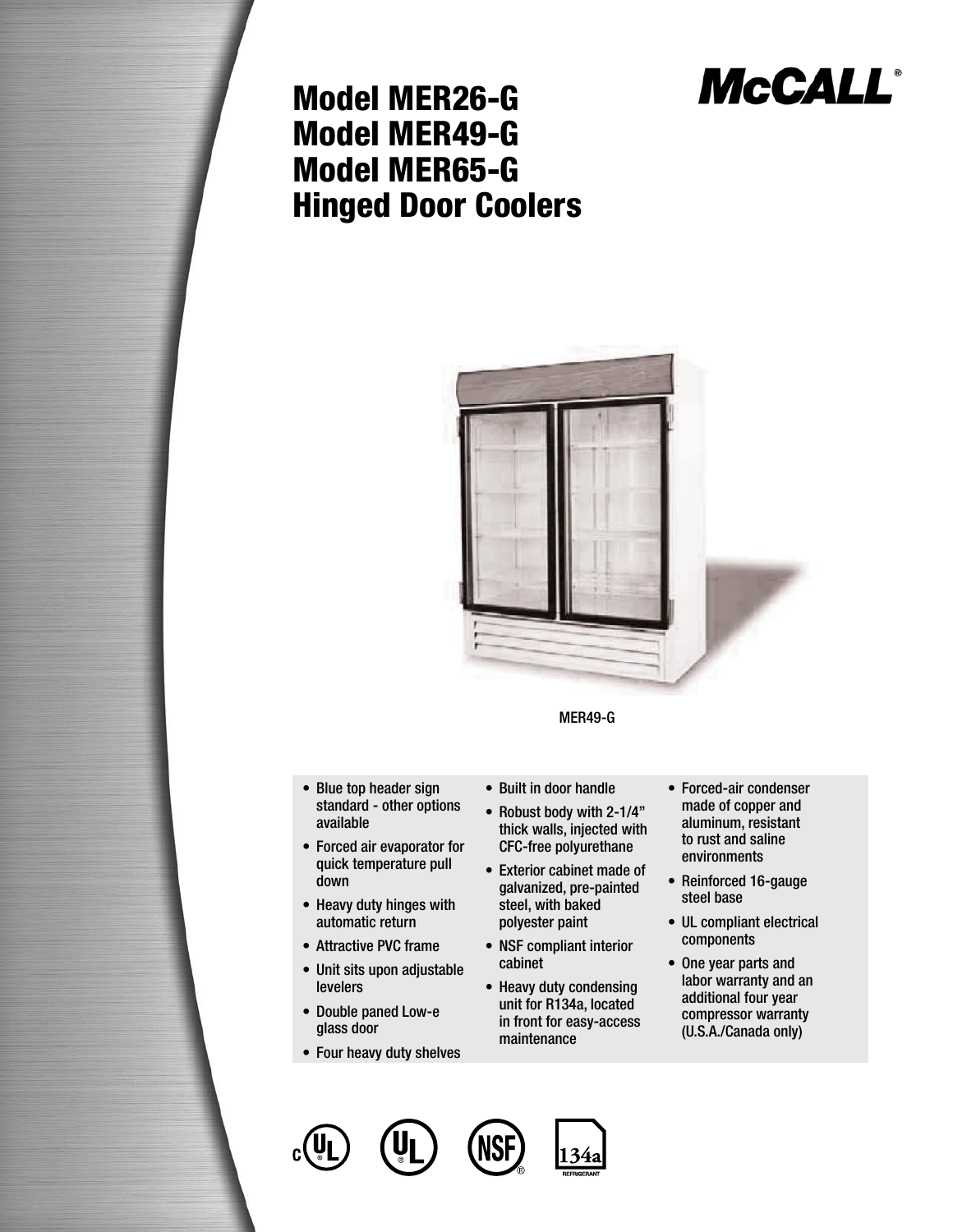# Model MER26-G
# Model MER49-G
# Model MER65-G
# Hinged Door Coolers

McCALL®

MER49-G

- Blue top header sign standard - other options available
- Forced air evaporator for quick temperature pull down
- Heavy duty hinges with automatic return
- Attractive PVC frame
- Unit sits upon adjustable levelers
- Double paned Low-e glass door
- Four heavy duty shelves
- Built in door handle
- Robust body with 2-1/4" thick walls, injected with CFC-free polyurethane
- Exterior cabinet made of galvanized, pre-painted steel, with baked polyester paint
- NSF compliant interior cabinet
- Heavy duty condensing unit for R134a, located in front for easy-access maintenance
- Forced-air condenser made of copper and aluminum, resistant to rust and saline environments
- Reinforced 16-gauge steel base
- UL compliant electrical components
- One year parts and labor warranty and an additional four year compressor warranty (U.S.A./Canada only)

134a REFRIGERANT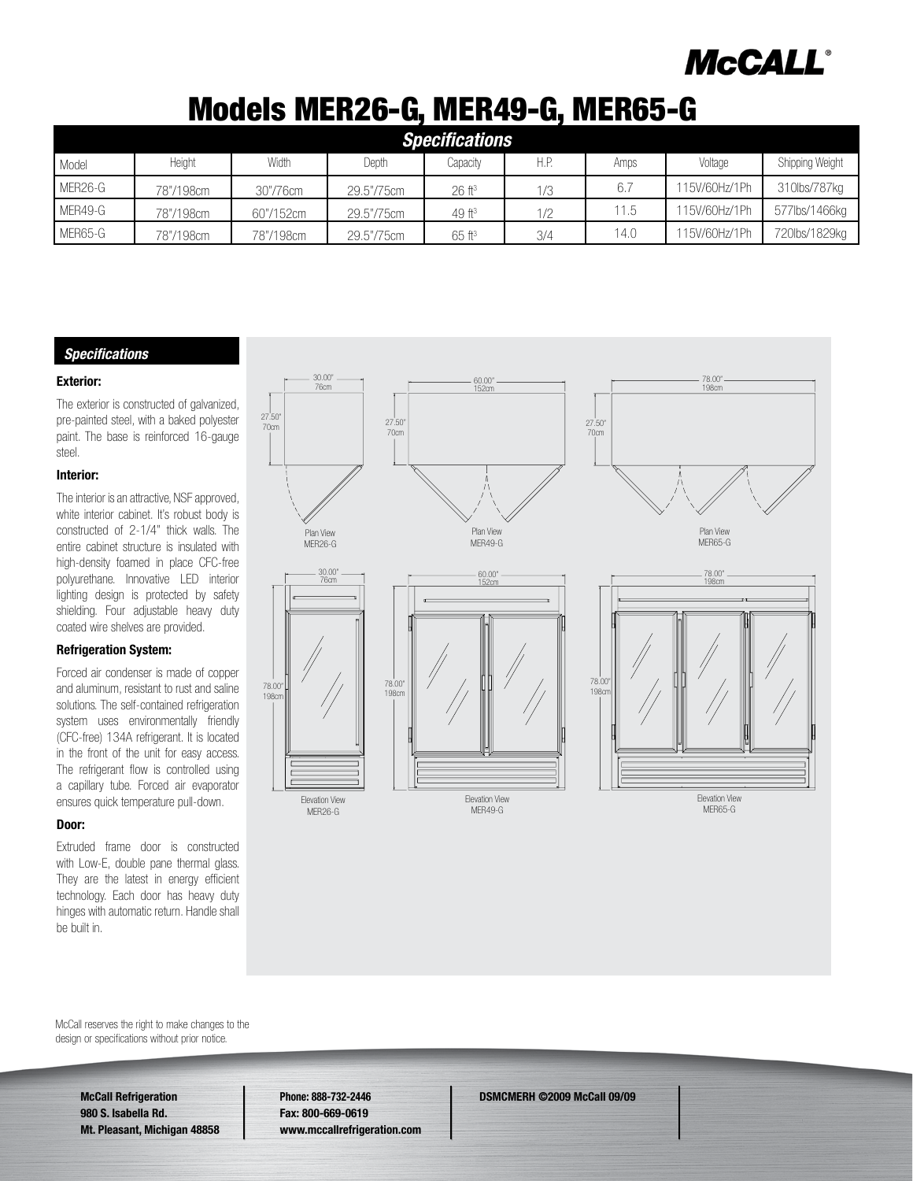**McCALL**®

# Models MER26-G, MER49-G, MER65-G

| *Specifications* | | | | | | | | |
|---|---|---|---|---|---|---|---|---|
| Model | Height | Width | Depth | Capacity | H.P. | Amps | Voltage | Shipping Weight |
| MER26-G | 78"/198cm | 30"/76cm | 29.5"/75cm | 26 ft³ | 1/3 | 6.7 | 115V/60Hz/1Ph | 310lbs/787kg |
| MER49-G | 78"/198cm | 60"/152cm | 29.5"/75cm | 49 ft³ | 1/2 | 11.5 | 115V/60Hz/1Ph | 577lbs/1466kg |
| MER65-G | 78"/198cm | 78"/198cm | 29.5"/75cm | 65 ft³ | 3/4 | 14.0 | 115V/60Hz/1Ph | 720lbs/1829kg |

## *Specifications*

### Exterior:

The exterior is constructed of galvanized, pre-painted steel, with a baked polyester paint. The base is reinforced 16-gauge steel.

### Interior:

The interior is an attractive, NSF approved, white interior cabinet. It's robust body is constructed of 2-1/4" thick walls. The entire cabinet structure is insulated with high-density foamed in place CFC-free polyurethane. Innovative LED interior lighting design is protected by safety shielding. Four adjustable heavy duty coated wire shelves are provided.

### Refrigeration System:

Forced air condenser is made of copper and aluminum, resistant to rust and saline solutions. The self-contained refrigeration system uses environmentally friendly (CFC-free) 134A refrigerant. It is located in the front of the unit for easy access. The refrigerant flow is controlled using a capillary tube. Forced air evaporator ensures quick temperature pull-down.

### Door:

Extruded frame door is constructed with Low-E, double pane thermal glass. They are the latest in energy efficient technology. Each door has heavy duty hinges with automatic return. Handle shall be built in.

30.00" 76cm
27.50" 70cm
Plan View MER26-G

60.00" 152cm
27.50" 70cm
Plan View MER49-G

78.00" 198cm
27.50" 70cm
Plan View MER65-G

30.00" 76cm
78.00" 198cm
Elevation View MER26-G

60.00" 152cm
78.00" 198cm
Elevation View MER49-G

78.00" 198cm
78.00" 198cm
Elevation View MER65-G

McCall reserves the right to make changes to the design or specifications without prior notice.

**McCall Refrigeration**
**980 S. Isabella Rd.**
**Mt. Pleasant, Michigan 48858**

**Phone: 888-732-2446**
**Fax: 800-669-0619**
**www.mccallrefrigeration.com**

**DSMCMERH ©2009 McCall 09/09**